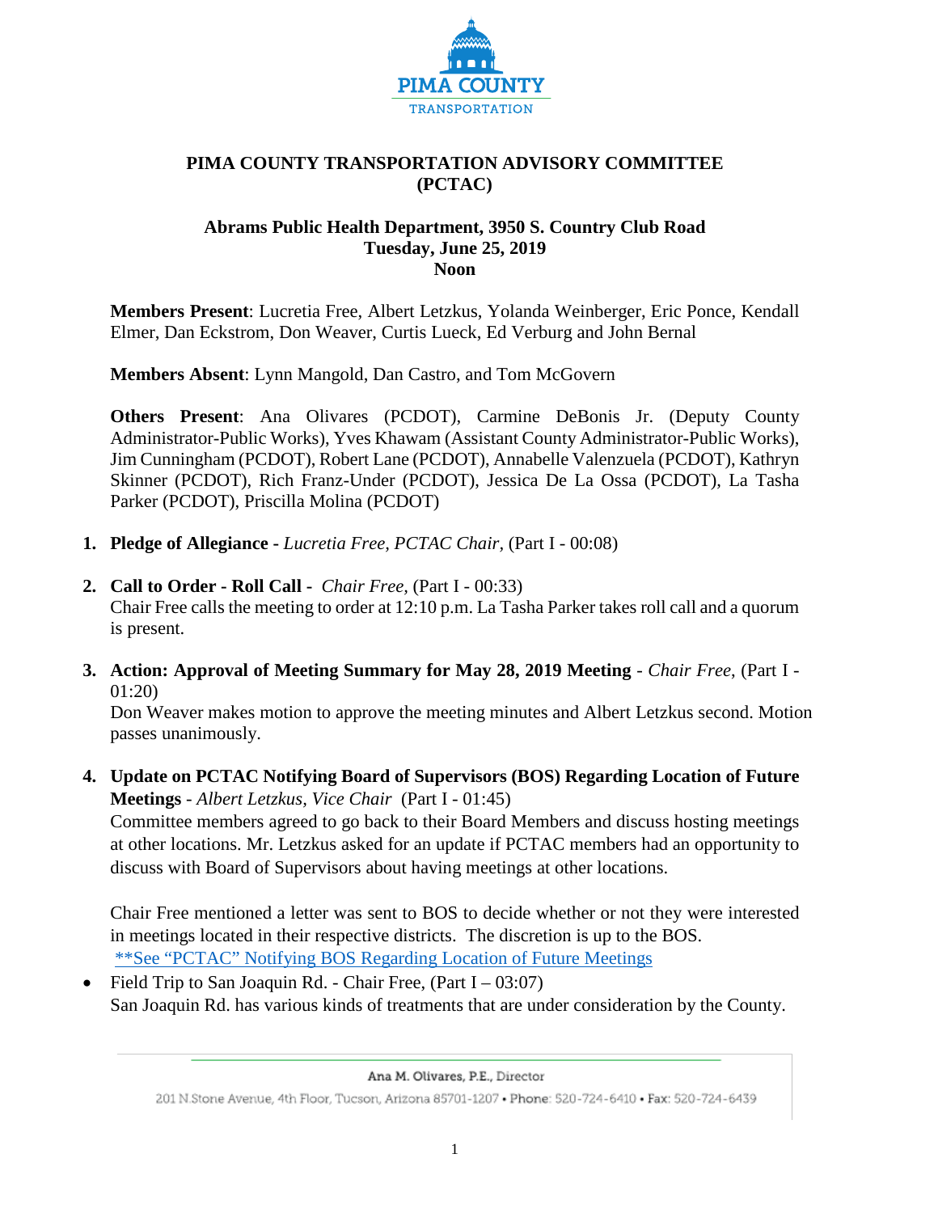PIMA COUNTY TRANSPORTATION

# PIMA COUNTY TRANSPORTATION ADVISORY COMMITTEE (PCTAC)

## Abrams Public Health Department, 3950 S. Country Club Road
## Tuesday, June 25, 2019
## Noon

**Members Present**: Lucretia Free, Albert Letzkus, Yolanda Weinberger, Eric Ponce, Kendall Elmer, Dan Eckstrom, Don Weaver, Curtis Lueck, Ed Verburg and John Bernal

**Members Absent**: Lynn Mangold, Dan Castro, and Tom McGovern

**Others Present**: Ana Olivares (PCDOT), Carmine DeBonis Jr. (Deputy County Administrator-Public Works), Yves Khawam (Assistant County Administrator-Public Works), Jim Cunningham (PCDOT), Robert Lane (PCDOT), Annabelle Valenzuela (PCDOT), Kathryn Skinner (PCDOT), Rich Franz-Under (PCDOT), Jessica De La Ossa (PCDOT), La Tasha Parker (PCDOT), Priscilla Molina (PCDOT)

1. **Pledge of Allegiance -** *Lucretia Free, PCTAC Chair,* (Part I - 00:08)

2. **Call to Order - Roll Call -** *Chair Free,* (Part I - 00:33)
   Chair Free calls the meeting to order at 12:10 p.m. La Tasha Parker takes roll call and a quorum is present.

3. **Action: Approval of Meeting Summary for May 28, 2019 Meeting** - *Chair Free*, (Part I - 01:20)
   Don Weaver makes motion to approve the meeting minutes and Albert Letzkus second. Motion passes unanimously.

4. **Update on PCTAC Notifying Board of Supervisors (BOS) Regarding Location of Future Meetings** - *Albert Letzkus, Vice Chair* (Part I - 01:45)
   Committee members agreed to go back to their Board Members and discuss hosting meetings at other locations. Mr. Letzkus asked for an update if PCTAC members had an opportunity to discuss with Board of Supervisors about having meetings at other locations.

   Chair Free mentioned a letter was sent to BOS to decide whether or not they were interested in meetings located in their respective districts. The discretion is up to the BOS.
   **See "PCTAC" Notifying BOS Regarding Location of Future Meetings

- Field Trip to San Joaquin Rd. - Chair Free, (Part I – 03:07)
  San Joaquin Rd. has various kinds of treatments that are under consideration by the County.

Ana M. Olivares, P.E., Director

201 N.Stone Avenue, 4th Floor, Tucson, Arizona 85701-1207 • Phone: 520-724-6410 • Fax: 520-724-6439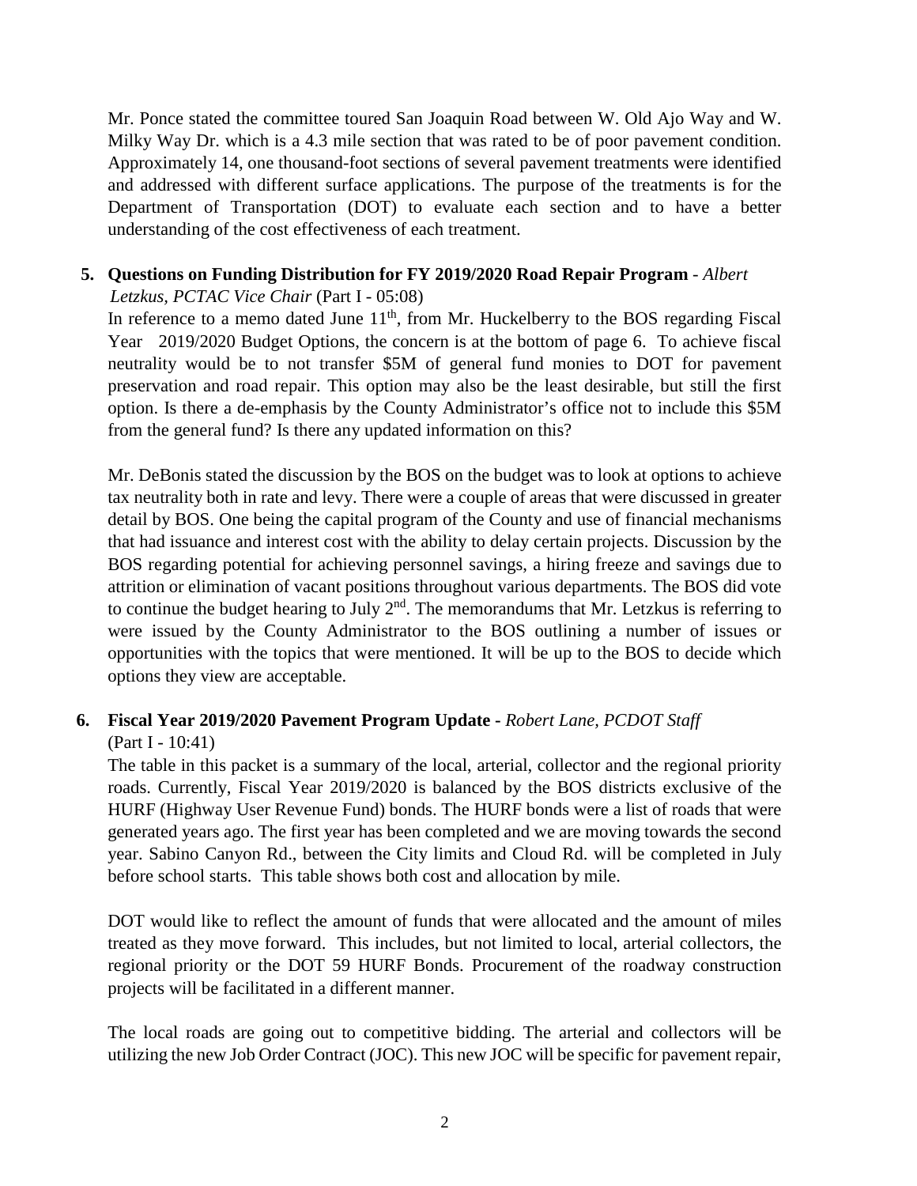Mr. Ponce stated the committee toured San Joaquin Road between W. Old Ajo Way and W. Milky Way Dr. which is a 4.3 mile section that was rated to be of poor pavement condition. Approximately 14, one thousand-foot sections of several pavement treatments were identified and addressed with different surface applications. The purpose of the treatments is for the Department of Transportation (DOT) to evaluate each section and to have a better understanding of the cost effectiveness of each treatment.

**5. Questions on Funding Distribution for FY 2019/2020 Road Repair Program** - *Albert Letzkus, PCTAC Vice Chair* (Part I - 05:08)

In reference to a memo dated June 11th, from Mr. Huckelberry to the BOS regarding Fiscal Year 2019/2020 Budget Options, the concern is at the bottom of page 6. To achieve fiscal neutrality would be to not transfer \$5M of general fund monies to DOT for pavement preservation and road repair. This option may also be the least desirable, but still the first option. Is there a de-emphasis by the County Administrator's office not to include this \$5M from the general fund? Is there any updated information on this?

Mr. DeBonis stated the discussion by the BOS on the budget was to look at options to achieve tax neutrality both in rate and levy. There were a couple of areas that were discussed in greater detail by BOS. One being the capital program of the County and use of financial mechanisms that had issuance and interest cost with the ability to delay certain projects. Discussion by the BOS regarding potential for achieving personnel savings, a hiring freeze and savings due to attrition or elimination of vacant positions throughout various departments. The BOS did vote to continue the budget hearing to July 2nd. The memorandums that Mr. Letzkus is referring to were issued by the County Administrator to the BOS outlining a number of issues or opportunities with the topics that were mentioned. It will be up to the BOS to decide which options they view are acceptable.

**6. Fiscal Year 2019/2020 Pavement Program Update -** *Robert Lane, PCDOT Staff* (Part I - 10:41)

The table in this packet is a summary of the local, arterial, collector and the regional priority roads. Currently, Fiscal Year 2019/2020 is balanced by the BOS districts exclusive of the HURF (Highway User Revenue Fund) bonds. The HURF bonds were a list of roads that were generated years ago. The first year has been completed and we are moving towards the second year. Sabino Canyon Rd., between the City limits and Cloud Rd. will be completed in July before school starts. This table shows both cost and allocation by mile.

DOT would like to reflect the amount of funds that were allocated and the amount of miles treated as they move forward. This includes, but not limited to local, arterial collectors, the regional priority or the DOT 59 HURF Bonds. Procurement of the roadway construction projects will be facilitated in a different manner.

The local roads are going out to competitive bidding. The arterial and collectors will be utilizing the new Job Order Contract (JOC). This new JOC will be specific for pavement repair,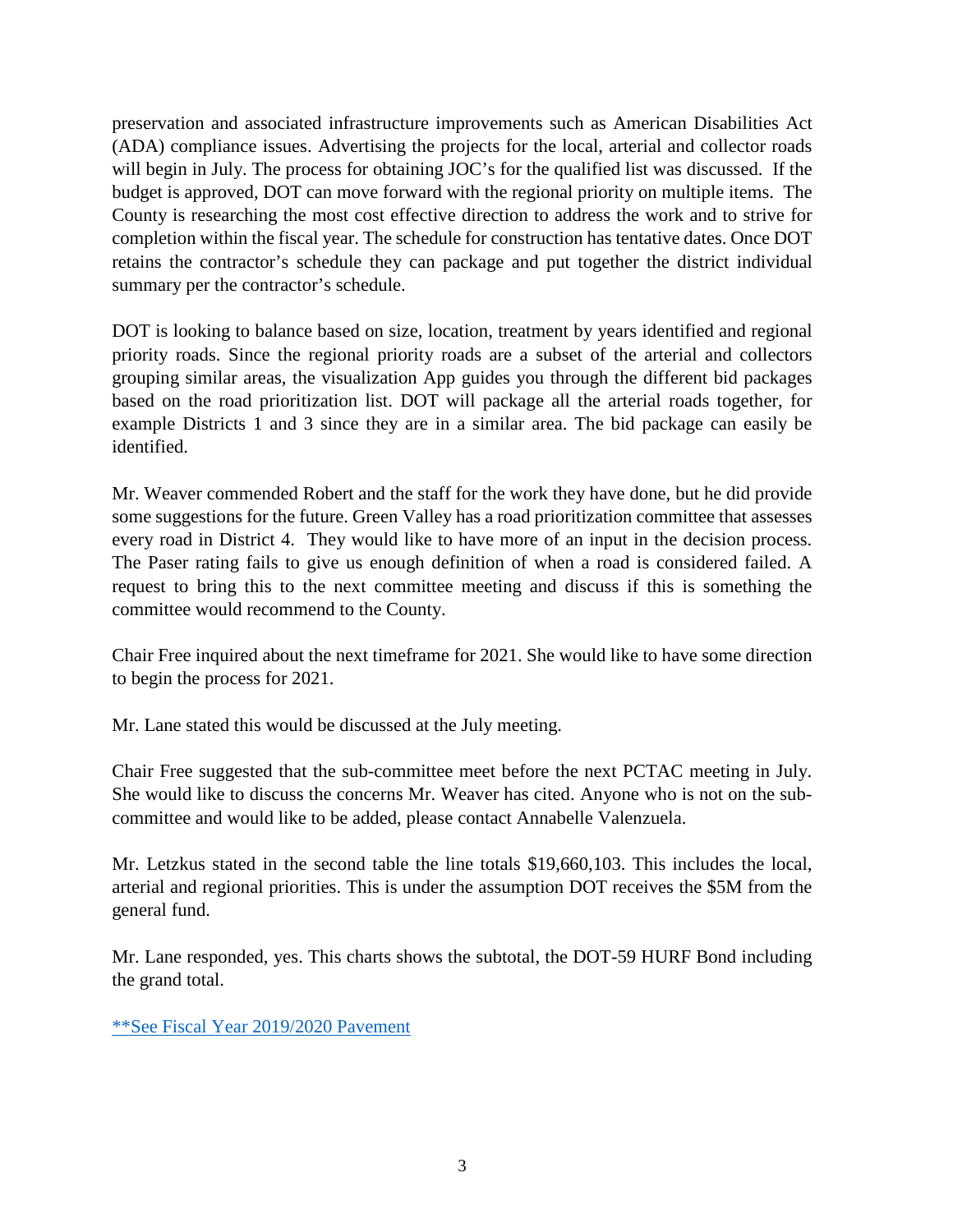preservation and associated infrastructure improvements such as American Disabilities Act (ADA) compliance issues. Advertising the projects for the local, arterial and collector roads will begin in July. The process for obtaining JOC's for the qualified list was discussed. If the budget is approved, DOT can move forward with the regional priority on multiple items. The County is researching the most cost effective direction to address the work and to strive for completion within the fiscal year. The schedule for construction has tentative dates. Once DOT retains the contractor's schedule they can package and put together the district individual summary per the contractor's schedule.

DOT is looking to balance based on size, location, treatment by years identified and regional priority roads. Since the regional priority roads are a subset of the arterial and collectors grouping similar areas, the visualization App guides you through the different bid packages based on the road prioritization list. DOT will package all the arterial roads together, for example Districts 1 and 3 since they are in a similar area. The bid package can easily be identified.

Mr. Weaver commended Robert and the staff for the work they have done, but he did provide some suggestions for the future. Green Valley has a road prioritization committee that assesses every road in District 4. They would like to have more of an input in the decision process. The Paser rating fails to give us enough definition of when a road is considered failed. A request to bring this to the next committee meeting and discuss if this is something the committee would recommend to the County.

Chair Free inquired about the next timeframe for 2021. She would like to have some direction to begin the process for 2021.

Mr. Lane stated this would be discussed at the July meeting.

Chair Free suggested that the sub-committee meet before the next PCTAC meeting in July. She would like to discuss the concerns Mr. Weaver has cited. Anyone who is not on the sub-committee and would like to be added, please contact Annabelle Valenzuela.

Mr. Letzkus stated in the second table the line totals $19,660,103. This includes the local, arterial and regional priorities. This is under the assumption DOT receives the $5M from the general fund.

Mr. Lane responded, yes. This charts shows the subtotal, the DOT-59 HURF Bond including the grand total.

**See Fiscal Year 2019/2020 Pavement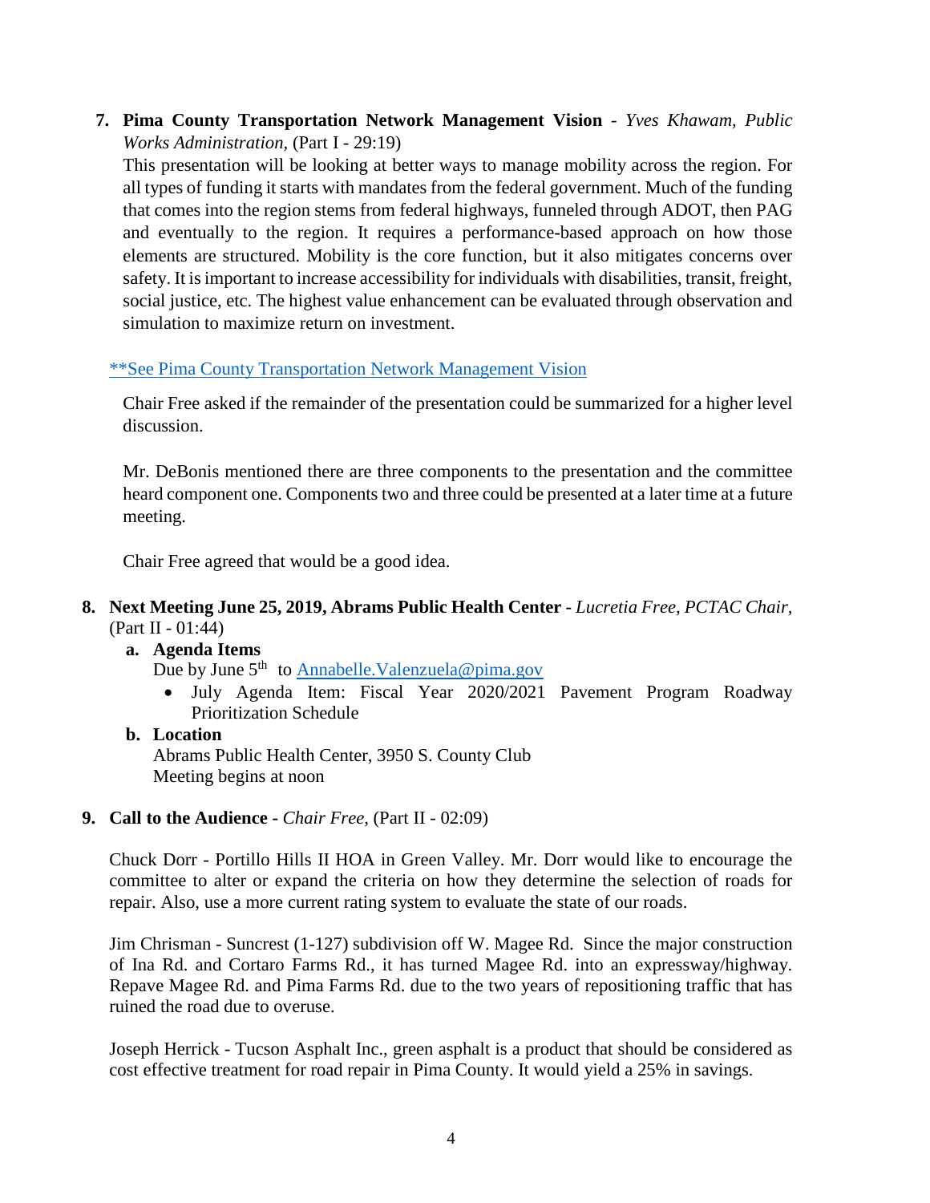7. **Pima County Transportation Network Management Vision** - *Yves Khawam, Public Works Administration,* (Part I - 29:19)

   This presentation will be looking at better ways to manage mobility across the region. For all types of funding it starts with mandates from the federal government. Much of the funding that comes into the region stems from federal highways, funneled through ADOT, then PAG and eventually to the region. It requires a performance-based approach on how those elements are structured. Mobility is the core function, but it also mitigates concerns over safety. It is important to increase accessibility for individuals with disabilities, transit, freight, social justice, etc. The highest value enhancement can be evaluated through observation and simulation to maximize return on investment.

   **See Pima County Transportation Network Management Vision

   Chair Free asked if the remainder of the presentation could be summarized for a higher level discussion.

   Mr. DeBonis mentioned there are three components to the presentation and the committee heard component one. Components two and three could be presented at a later time at a future meeting.

   Chair Free agreed that would be a good idea.

8. **Next Meeting June 25, 2019, Abrams Public Health Center -** *Lucretia Free, PCTAC Chair,* (Part II - 01:44)

   a. **Agenda Items**
      Due by June 5th to Annabelle.Valenzuela@pima.gov
      - July Agenda Item: Fiscal Year 2020/2021 Pavement Program Roadway Prioritization Schedule

   b. **Location**
      Abrams Public Health Center, 3950 S. County Club
      Meeting begins at noon

9. **Call to the Audience -** *Chair Free,* (Part II - 02:09)

   Chuck Dorr - Portillo Hills II HOA in Green Valley. Mr. Dorr would like to encourage the committee to alter or expand the criteria on how they determine the selection of roads for repair. Also, use a more current rating system to evaluate the state of our roads.

   Jim Chrisman - Suncrest (1-127) subdivision off W. Magee Rd. Since the major construction of Ina Rd. and Cortaro Farms Rd., it has turned Magee Rd. into an expressway/highway. Repave Magee Rd. and Pima Farms Rd. due to the two years of repositioning traffic that has ruined the road due to overuse.

   Joseph Herrick - Tucson Asphalt Inc., green asphalt is a product that should be considered as cost effective treatment for road repair in Pima County. It would yield a 25% in savings.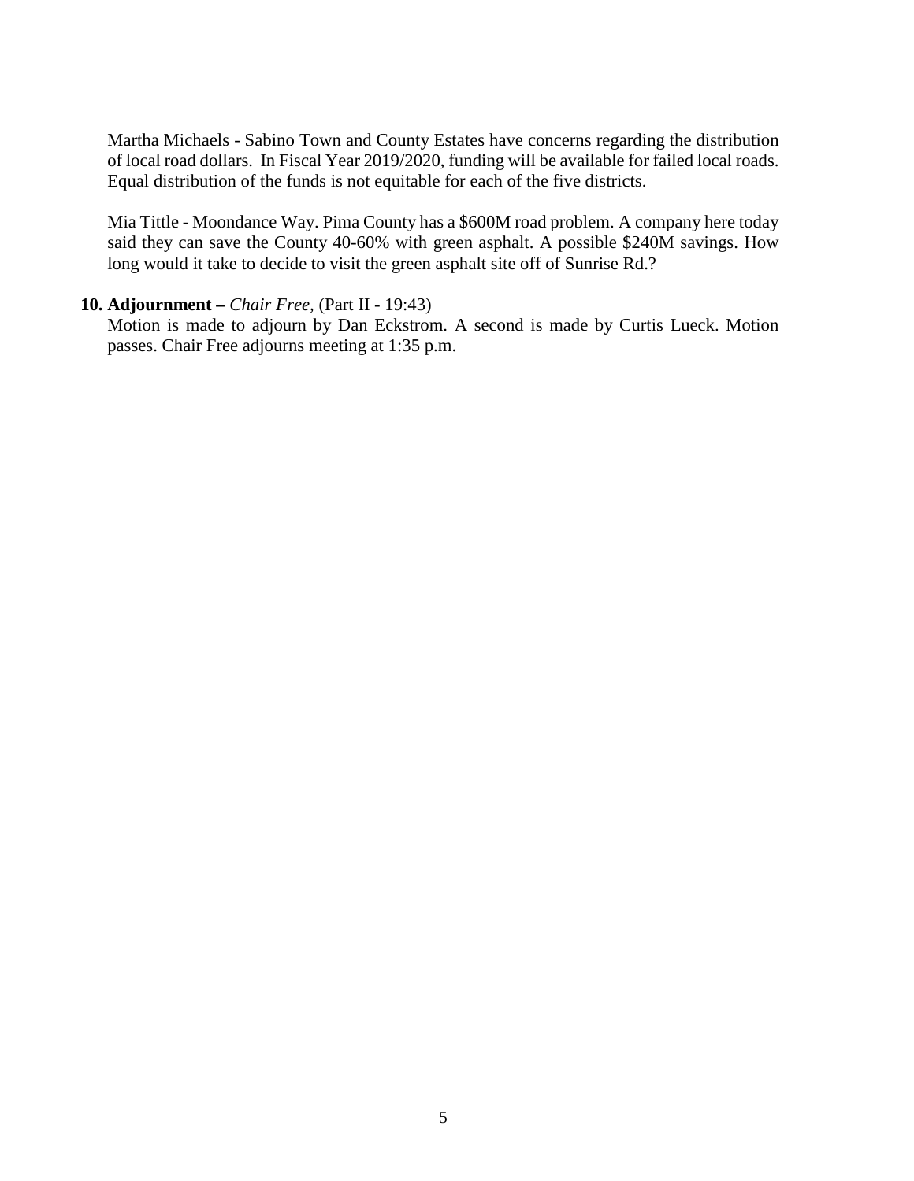Martha Michaels - Sabino Town and County Estates have concerns regarding the distribution of local road dollars. In Fiscal Year 2019/2020, funding will be available for failed local roads. Equal distribution of the funds is not equitable for each of the five districts.

Mia Tittle - Moondance Way. Pima County has a $600M road problem. A company here today said they can save the County 40-60% with green asphalt. A possible $240M savings. How long would it take to decide to visit the green asphalt site off of Sunrise Rd.?

**10. Adjournment –** *Chair Free,* (Part II - 19:43)

Motion is made to adjourn by Dan Eckstrom. A second is made by Curtis Lueck. Motion passes. Chair Free adjourns meeting at 1:35 p.m.